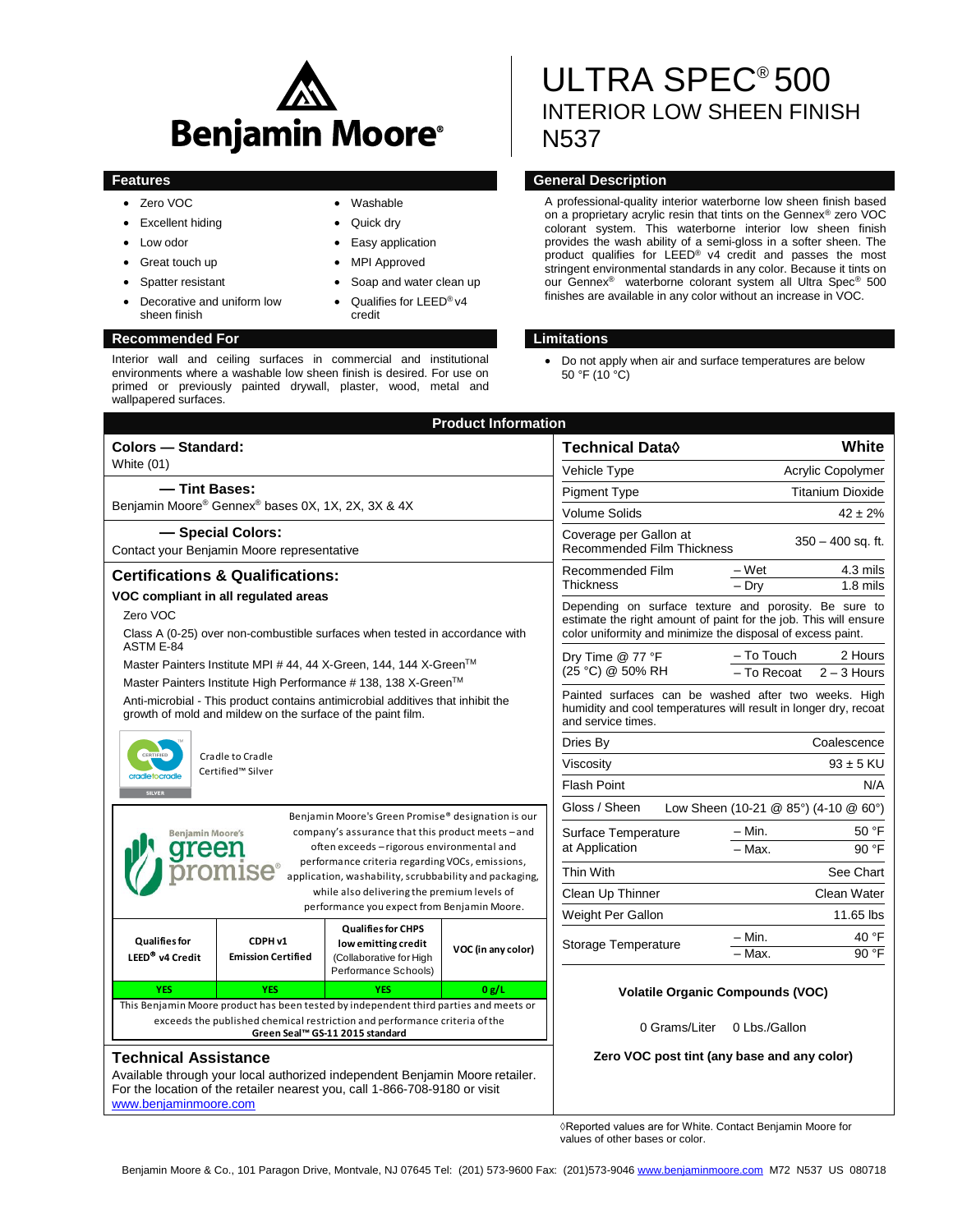# ULTRA SPEC® 500

## INTERIOR LOW SHEEN FINISH
## N537

Benjamin Moore®

## Features

- Zero VOC
- Excellent hiding
- Low odor
- Great touch up
- Spatter resistant
- Decorative and uniform low sheen finish
- Washable
- Quick dry
- Easy application
- MPI Approved
- Soap and water clean up
- Qualifies for LEED® v4 credit

## General Description

A professional-quality interior waterborne low sheen finish based on a proprietary acrylic resin that tints on the Gennex® zero VOC colorant system. This waterborne interior low sheen finish provides the wash ability of a semi-gloss in a softer sheen. The product qualifies for LEED® v4 credit and passes the most stringent environmental standards in any color. Because it tints on our Gennex® waterborne colorant system all Ultra Spec® 500 finishes are available in any color without an increase in VOC.

## Recommended For

Interior wall and ceiling surfaces in commercial and institutional environments where a washable low sheen finish is desired. For use on primed or previously painted drywall, plaster, wood, metal and wallpapered surfaces.

## Limitations

- Do not apply when air and surface temperatures are below 50 °F (10 °C)

## Product Information

### Colors — Standard:

White (01)

### — Tint Bases:

Benjamin Moore® Gennex® bases 0X, 1X, 2X, 3X & 4X

### — Special Colors:

Contact your Benjamin Moore representative

### Certifications & Qualifications:

**VOC compliant in all regulated areas**

Zero VOC

Class A (0-25) over non-combustible surfaces when tested in accordance with ASTM E-84

Master Painters Institute MPI # 44, 44 X-Green, 144, 144 X-Green™

Master Painters Institute High Performance # 138, 138 X-Green™

Anti-microbial - This product contains antimicrobial additives that inhibit the growth of mold and mildew on the surface of the paint film.

Cradle to Cradle Certified™ Silver

Benjamin Moore's green promise®

Benjamin Moore's Green Promise® designation is our company's assurance that this product meets – and often exceeds – rigorous environmental and performance criteria regarding VOCs, emissions, application, washability, scrubbability and packaging, while also delivering the premium levels of performance you expect from Benjamin Moore.

| Qualifies for LEED® v4 Credit | CDPH v1 Emission Certified | Qualifies for CHPS low emitting credit (Collaborative for High Performance Schools) | VOC (in any color) |
|---|---|---|---|
| YES | YES | YES | 0 g/L |

This Benjamin Moore product has been tested by independent third parties and meets or exceeds the published chemical restriction and performance criteria of the **Green Seal™ GS-11 2015 standard**

| Technical Data◊ | | White |
|---|---|---|
| Vehicle Type | | Acrylic Copolymer |
| Pigment Type | | Titanium Dioxide |
| Volume Solids | | 42 ± 2% |
| Coverage per Gallon at Recommended Film Thickness | | 350 – 400 sq. ft. |
| Recommended Film Thickness | – Wet | 4.3 mils |
| | – Dry | 1.8 mils |
| Depending on surface texture and porosity. Be sure to estimate the right amount of paint for the job. This will ensure color uniformity and minimize the disposal of excess paint. | | |
| Dry Time @ 77 °F (25 °C) @ 50% RH | – To Touch | 2 Hours |
| | – To Recoat | 2 – 3 Hours |
| Painted surfaces can be washed after two weeks. High humidity and cool temperatures will result in longer dry, recoat and service times. | | |
| Dries By | | Coalescence |
| Viscosity | | 93 ± 5 KU |
| Flash Point | | N/A |
| Gloss / Sheen | | Low Sheen (10-21 @ 85°) (4-10 @ 60°) |
| Surface Temperature at Application | – Min. | 50 °F |
| | – Max. | 90 °F |
| Thin With | | See Chart |
| Clean Up Thinner | | Clean Water |
| Weight Per Gallon | | 11.65 lbs |
| Storage Temperature | – Min. | 40 °F |
| | – Max. | 90 °F |

**Volatile Organic Compounds (VOC)**

0 Grams/Liter 0 Lbs./Gallon

**Zero VOC post tint (any base and any color)**

◊Reported values are for White. Contact Benjamin Moore for values of other bases or color.

## Technical Assistance

Available through your local authorized independent Benjamin Moore retailer. For the location of the retailer nearest you, call 1-866-708-9180 or visit www.benjaminmoore.com

Benjamin Moore & Co., 101 Paragon Drive, Montvale, NJ 07645 Tel: (201) 573-9600 Fax: (201)573-9046 www.benjaminmoore.com M72 N537 US 080718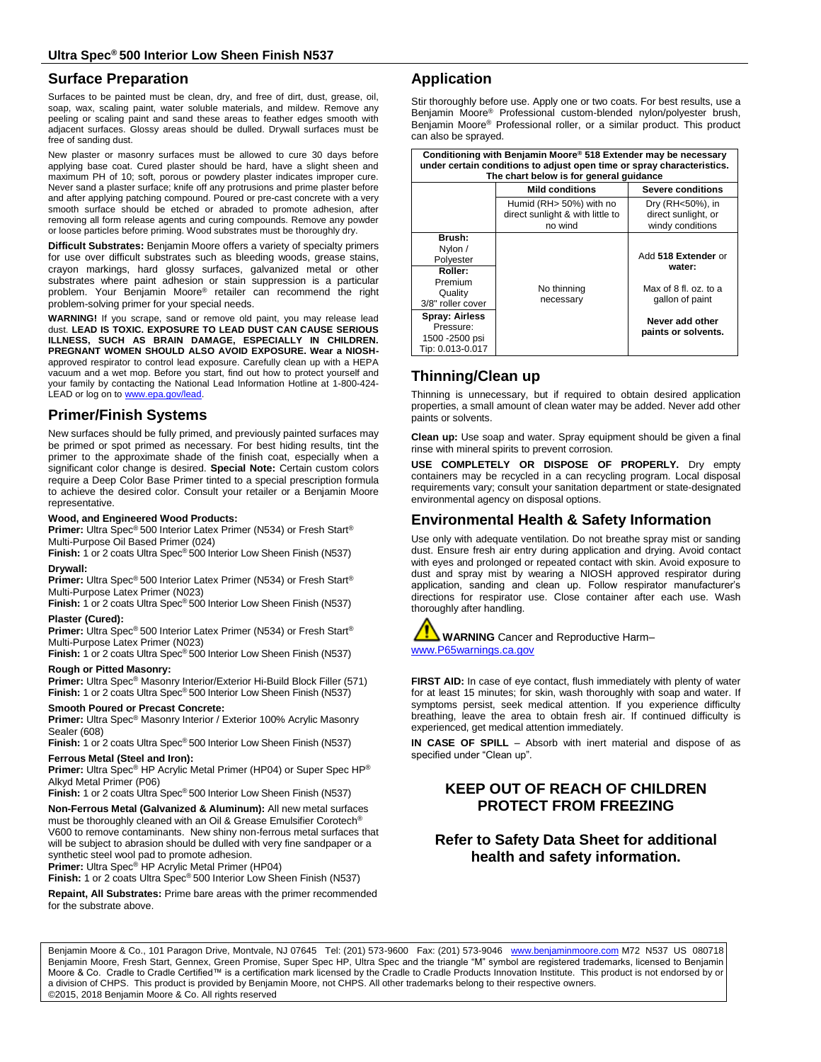# Ultra Spec® 500 Interior Low Sheen Finish N537

## Surface Preparation

Surfaces to be painted must be clean, dry, and free of dirt, dust, grease, oil, soap, wax, scaling paint, water soluble materials, and mildew. Remove any peeling or scaling paint and sand these areas to feather edges smooth with adjacent surfaces. Glossy areas should be dulled. Drywall surfaces must be free of sanding dust.

New plaster or masonry surfaces must be allowed to cure 30 days before applying base coat. Cured plaster should be hard, have a slight sheen and maximum PH of 10; soft, porous or powdery plaster indicates improper cure. Never sand a plaster surface; knife off any protrusions and prime plaster before and after applying patching compound. Poured or pre-cast concrete with a very smooth surface should be etched or abraded to promote adhesion, after removing all form release agents and curing compounds. Remove any powder or loose particles before priming. Wood substrates must be thoroughly dry.

**Difficult Substrates:** Benjamin Moore offers a variety of specialty primers for use over difficult substrates such as bleeding woods, grease stains, crayon markings, hard glossy surfaces, galvanized metal or other substrates where paint adhesion or stain suppression is a particular problem. Your Benjamin Moore® retailer can recommend the right problem-solving primer for your special needs.

**WARNING!** If you scrape, sand or remove old paint, you may release lead dust. **LEAD IS TOXIC. EXPOSURE TO LEAD DUST CAN CAUSE SERIOUS ILLNESS, SUCH AS BRAIN DAMAGE, ESPECIALLY IN CHILDREN. PREGNANT WOMEN SHOULD ALSO AVOID EXPOSURE. Wear a NIOSH-**approved respirator to control lead exposure. Carefully clean up with a HEPA vacuum and a wet mop. Before you start, find out how to protect yourself and your family by contacting the National Lead Information Hotline at 1-800-424-LEAD or log on to www.epa.gov/lead.

## Primer/Finish Systems

New surfaces should be fully primed, and previously painted surfaces may be primed or spot primed as necessary. For best hiding results, tint the primer to the approximate shade of the finish coat, especially when a significant color change is desired. **Special Note:** Certain custom colors require a Deep Color Base Primer tinted to a special prescription formula to achieve the desired color. Consult your retailer or a Benjamin Moore representative.

**Wood, and Engineered Wood Products:**
**Primer:** Ultra Spec® 500 Interior Latex Primer (N534) or Fresh Start® Multi-Purpose Oil Based Primer (024)
**Finish:** 1 or 2 coats Ultra Spec® 500 Interior Low Sheen Finish (N537)

**Drywall:**
**Primer:** Ultra Spec® 500 Interior Latex Primer (N534) or Fresh Start® Multi-Purpose Latex Primer (N023)
**Finish:** 1 or 2 coats Ultra Spec® 500 Interior Low Sheen Finish (N537)

**Plaster (Cured):**
**Primer:** Ultra Spec® 500 Interior Latex Primer (N534) or Fresh Start® Multi-Purpose Latex Primer (N023)
**Finish:** 1 or 2 coats Ultra Spec® 500 Interior Low Sheen Finish (N537)

**Rough or Pitted Masonry:**
**Primer:** Ultra Spec® Masonry Interior/Exterior Hi-Build Block Filler (571)
**Finish:** 1 or 2 coats Ultra Spec® 500 Interior Low Sheen Finish (N537)

**Smooth Poured or Precast Concrete:**
**Primer:** Ultra Spec® Masonry Interior / Exterior 100% Acrylic Masonry Sealer (608)
**Finish:** 1 or 2 coats Ultra Spec® 500 Interior Low Sheen Finish (N537)

**Ferrous Metal (Steel and Iron):**
**Primer:** Ultra Spec® HP Acrylic Metal Primer (HP04) or Super Spec HP® Alkyd Metal Primer (P06)
**Finish:** 1 or 2 coats Ultra Spec® 500 Interior Low Sheen Finish (N537)

**Non-Ferrous Metal (Galvanized & Aluminum):** All new metal surfaces must be thoroughly cleaned with an Oil & Grease Emulsifier Corotech® V600 to remove contaminants. New shiny non-ferrous metal surfaces that will be subject to abrasion should be dulled with very fine sandpaper or a synthetic steel wool pad to promote adhesion.
**Primer:** Ultra Spec® HP Acrylic Metal Primer (HP04)
**Finish:** 1 or 2 coats Ultra Spec® 500 Interior Low Sheen Finish (N537)

**Repaint, All Substrates:** Prime bare areas with the primer recommended for the substrate above.

## Application

Stir thoroughly before use. Apply one or two coats. For best results, use a Benjamin Moore® Professional custom-blended nylon/polyester brush, Benjamin Moore® Professional roller, or a similar product. This product can also be sprayed.

**Conditioning with Benjamin Moore® 518 Extender may be necessary under certain conditions to adjust open time or spray characteristics. The chart below is for general guidance**

| | Mild conditions | Severe conditions |
|---|---|---|
| | Humid (RH> 50%) with no direct sunlight & with little to no wind | Dry (RH<50%), in direct sunlight, or windy conditions |
| **Brush:** Nylon / Polyester | No thinning necessary | Add **518 Extender** or **water:** Max of 8 fl. oz. to a gallon of paint. **Never add other paints or solvents.** |
| **Roller:** Premium Quality 3/8" roller cover | No thinning necessary | Add **518 Extender** or **water:** Max of 8 fl. oz. to a gallon of paint. **Never add other paints or solvents.** |
| **Spray: Airless** Pressure: 1500 -2500 psi Tip: 0.013-0.017 | No thinning necessary | Add **518 Extender** or **water:** Max of 8 fl. oz. to a gallon of paint. **Never add other paints or solvents.** |

## Thinning/Clean up

Thinning is unnecessary, but if required to obtain desired application properties, a small amount of clean water may be added. Never add other paints or solvents.

**Clean up:** Use soap and water. Spray equipment should be given a final rinse with mineral spirits to prevent corrosion.

**USE COMPLETELY OR DISPOSE OF PROPERLY.** Dry empty containers may be recycled in a can recycling program. Local disposal requirements vary; consult your sanitation department or state-designated environmental agency on disposal options.

## Environmental Health & Safety Information

Use only with adequate ventilation. Do not breathe spray mist or sanding dust. Ensure fresh air entry during application and drying. Avoid contact with eyes and prolonged or repeated contact with skin. Avoid exposure to dust and spray mist by wearing a NIOSH approved respirator during application, sanding and clean up. Follow respirator manufacturer's directions for respirator use. Close container after each use. Wash thoroughly after handling.

**WARNING** Cancer and Reproductive Harm– www.P65warnings.ca.gov

**FIRST AID:** In case of eye contact, flush immediately with plenty of water for at least 15 minutes; for skin, wash thoroughly with soap and water. If symptoms persist, seek medical attention. If you experience difficulty breathing, leave the area to obtain fresh air. If continued difficulty is experienced, get medical attention immediately.

**IN CASE OF SPILL** – Absorb with inert material and dispose of as specified under "Clean up".

**KEEP OUT OF REACH OF CHILDREN**
**PROTECT FROM FREEZING**

**Refer to Safety Data Sheet for additional health and safety information.**

Benjamin Moore & Co., 101 Paragon Drive, Montvale, NJ 07645 Tel: (201) 573-9600 Fax: (201) 573-9046 www.benjaminmoore.com M72 N537 US 080718
Benjamin Moore, Fresh Start, Gennex, Green Promise, Super Spec HP, Ultra Spec and the triangle "M" symbol are registered trademarks, licensed to Benjamin Moore & Co. Cradle to Cradle Certified™ is a certification mark licensed by the Cradle to Cradle Products Innovation Institute. This product is not endorsed by or a division of CHPS. This product is provided by Benjamin Moore, not CHPS. All other trademarks belong to their respective owners.
©2015, 2018 Benjamin Moore & Co. All rights reserved